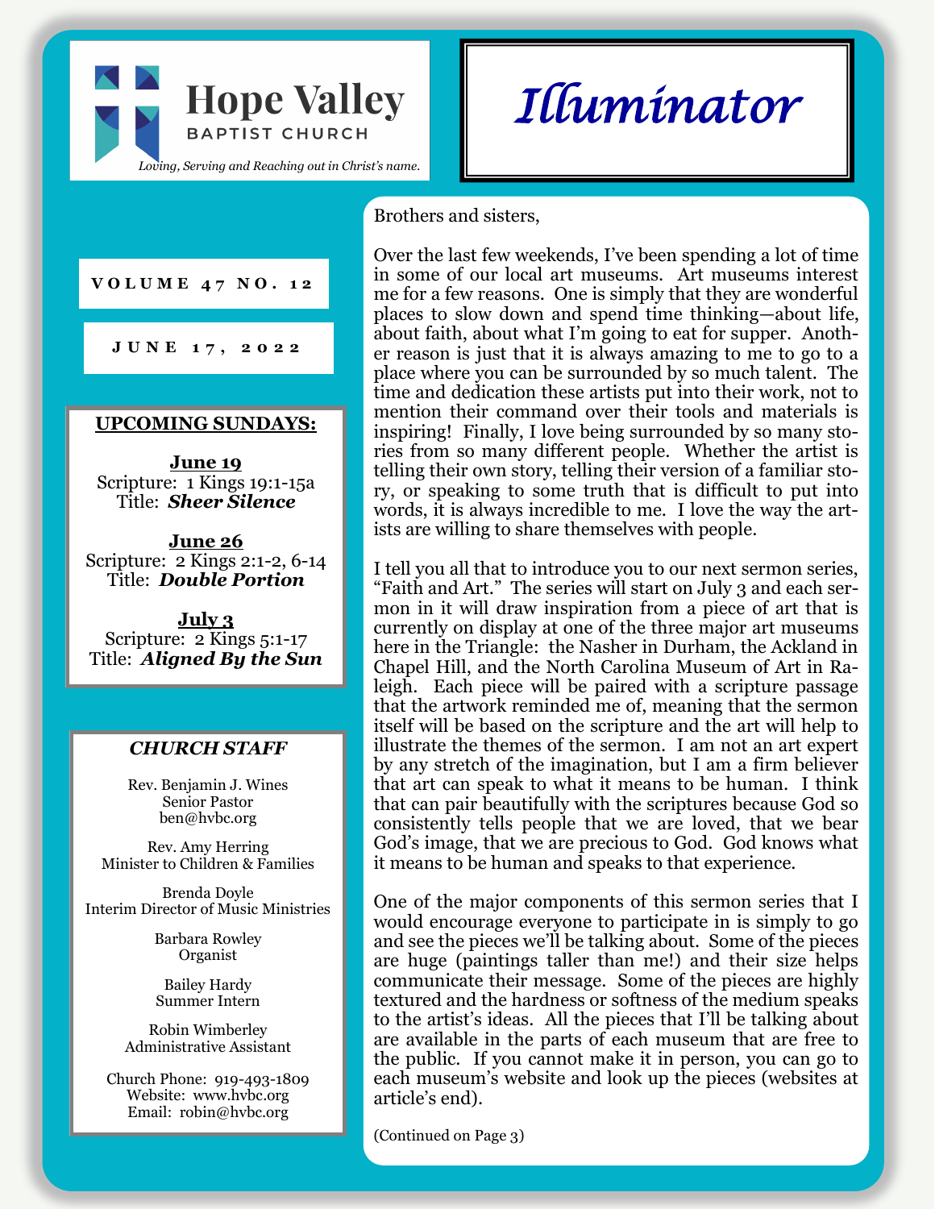# Hope Valley BAPTIST CHURCH

*Loving, Serving and Reaching out in Christ's name.*

# *Illuminator*

**VOLUME 47 NO. 12**

**JUNE 17, 2022**

## UPCOMING SUNDAYS:

**June 19**
Scripture: 1 Kings 19:1-15a
Title: ***Sheer Silence***

**June 26**
Scripture: 2 Kings 2:1-2, 6-14
Title: ***Double Portion***

**July 3**
Scripture: 2 Kings 5:1-17
Title: ***Aligned By the Sun***

## *CHURCH STAFF*

Rev. Benjamin J. Wines
Senior Pastor
ben@hvbc.org

Rev. Amy Herring
Minister to Children & Families

Brenda Doyle
Interim Director of Music Ministries

Barbara Rowley
Organist

Bailey Hardy
Summer Intern

Robin Wimberley
Administrative Assistant

Church Phone: 919-493-1809
Website: www.hvbc.org
Email: robin@hvbc.org

Brothers and sisters,

Over the last few weekends, I've been spending a lot of time in some of our local art museums. Art museums interest me for a few reasons. One is simply that they are wonderful places to slow down and spend time thinking—about life, about faith, about what I'm going to eat for supper. Another reason is just that it is always amazing to me to go to a place where you can be surrounded by so much talent. The time and dedication these artists put into their work, not to mention their command over their tools and materials is inspiring! Finally, I love being surrounded by so many stories from so many different people. Whether the artist is telling their own story, telling their version of a familiar story, or speaking to some truth that is difficult to put into words, it is always incredible to me. I love the way the artists are willing to share themselves with people.

I tell you all that to introduce you to our next sermon series, "Faith and Art." The series will start on July 3 and each sermon in it will draw inspiration from a piece of art that is currently on display at one of the three major art museums here in the Triangle: the Nasher in Durham, the Ackland in Chapel Hill, and the North Carolina Museum of Art in Raleigh. Each piece will be paired with a scripture passage that the artwork reminded me of, meaning that the sermon itself will be based on the scripture and the art will help to illustrate the themes of the sermon. I am not an art expert by any stretch of the imagination, but I am a firm believer that art can speak to what it means to be human. I think that can pair beautifully with the scriptures because God so consistently tells people that we are loved, that we bear God's image, that we are precious to God. God knows what it means to be human and speaks to that experience.

One of the major components of this sermon series that I would encourage everyone to participate in is simply to go and see the pieces we'll be talking about. Some of the pieces are huge (paintings taller than me!) and their size helps communicate their message. Some of the pieces are highly textured and the hardness or softness of the medium speaks to the artist's ideas. All the pieces that I'll be talking about are available in the parts of each museum that are free to the public. If you cannot make it in person, you can go to each museum's website and look up the pieces (websites at article's end).

(Continued on Page 3)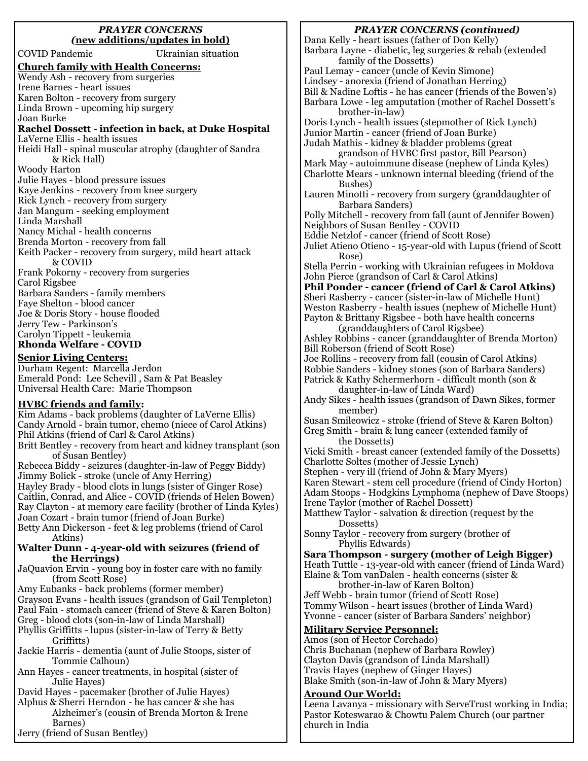## *PRAYER CONCERNS*
## *(new additions/updates in bold)*

COVID Pandemic Ukrainian situation

### Church family with Health Concerns:

Wendy Ash - recovery from surgeries
Irene Barnes - heart issues
Karen Bolton - recovery from surgery
Linda Brown - upcoming hip surgery
Joan Burke
**Rachel Dossett - infection in back, at Duke Hospital**
LaVerne Ellis - health issues
Heidi Hall - spinal muscular atrophy (daughter of Sandra & Rick Hall)
Woody Harton
Julie Hayes - blood pressure issues
Kaye Jenkins - recovery from knee surgery
Rick Lynch - recovery from surgery
Jan Mangum - seeking employment
Linda Marshall
Nancy Michal - health concerns
Brenda Morton - recovery from fall
Keith Packer - recovery from surgery, mild heart attack & COVID
Frank Pokorny - recovery from surgeries
Carol Rigsbee
Barbara Sanders - family members
Faye Shelton - blood cancer
Joe & Doris Story - house flooded
Jerry Tew - Parkinson's
Carolyn Tippett - leukemia
**Rhonda Welfare - COVID**

### Senior Living Centers:

Durham Regent: Marcella Jerdon
Emerald Pond: Lee Schevill , Sam & Pat Beasley
Universal Health Care: Marie Thompson

### HVBC friends and family:

Kim Adams - back problems (daughter of LaVerne Ellis)
Candy Arnold - brain tumor, chemo (niece of Carol Atkins)
Phil Atkins (friend of Carl & Carol Atkins)
Britt Bentley - recovery from heart and kidney transplant (son of Susan Bentley)
Rebecca Biddy - seizures (daughter-in-law of Peggy Biddy)
Jimmy Bolick - stroke (uncle of Amy Herring)
Hayley Brady - blood clots in lungs (sister of Ginger Rose)
Caitlin, Conrad, and Alice - COVID (friends of Helen Bowen)
Ray Clayton - at memory care facility (brother of Linda Kyles)
Joan Cozart - brain tumor (friend of Joan Burke)
Betty Ann Dickerson - feet & leg problems (friend of Carol Atkins)
**Walter Dunn - 4-year-old with seizures (friend of the Herrings)**
JaQuavion Ervin - young boy in foster care with no family (from Scott Rose)
Amy Eubanks - back problems (former member)
Grayson Evans - health issues (grandson of Gail Templeton)
Paul Fain - stomach cancer (friend of Steve & Karen Bolton)
Greg - blood clots (son-in-law of Linda Marshall)
Phyllis Griffitts - lupus (sister-in-law of Terry & Betty Griffitts)
Jackie Harris - dementia (aunt of Julie Stoops, sister of Tommie Calhoun)
Ann Hayes - cancer treatments, in hospital (sister of Julie Hayes)
David Hayes - pacemaker (brother of Julie Hayes)
Alphus & Sherri Herndon - he has cancer & she has Alzheimer's (cousin of Brenda Morton & Irene Barnes)
Jerry (friend of Susan Bentley)

## *PRAYER CONCERNS (continued)*

Dana Kelly - heart issues (father of Don Kelly)
Barbara Layne - diabetic, leg surgeries & rehab (extended family of the Dossetts)
Paul Lemay - cancer (uncle of Kevin Simone)
Lindsey - anorexia (friend of Jonathan Herring)
Bill & Nadine Loftis - he has cancer (friends of the Bowen's)
Barbara Lowe - leg amputation (mother of Rachel Dossett's brother-in-law)
Doris Lynch - health issues (stepmother of Rick Lynch)
Junior Martin - cancer (friend of Joan Burke)
Judah Mathis - kidney & bladder problems (great grandson of HVBC first pastor, Bill Pearson)
Mark May - autoimmune disease (nephew of Linda Kyles)
Charlotte Mears - unknown internal bleeding (friend of the Bushes)
Lauren Minotti - recovery from surgery (granddaughter of Barbara Sanders)
Polly Mitchell - recovery from fall (aunt of Jennifer Bowen)
Neighbors of Susan Bentley - COVID
Eddie Netzlof - cancer (friend of Scott Rose)
Juliet Atieno Otieno - 15-year-old with Lupus (friend of Scott Rose)
Stella Perrin - working with Ukrainian refugees in Moldova
John Pierce (grandson of Carl & Carol Atkins)
**Phil Ponder - cancer (friend of Carl & Carol Atkins)**
Sheri Rasberry - cancer (sister-in-law of Michelle Hunt)
Weston Rasberry - health issues (nephew of Michelle Hunt)
Payton & Brittany Rigsbee - both have health concerns (granddaughters of Carol Rigsbee)
Ashley Robbins - cancer (granddaughter of Brenda Morton)
Bill Roberson (friend of Scott Rose)
Joe Rollins - recovery from fall (cousin of Carol Atkins)
Robbie Sanders - kidney stones (son of Barbara Sanders)
Patrick & Kathy Schermerhorn - difficult month (son & daughter-in-law of Linda Ward)
Andy Sikes - health issues (grandson of Dawn Sikes, former member)
Susan Smileowicz - stroke (friend of Steve & Karen Bolton)
Greg Smith - brain & lung cancer (extended family of the Dossetts)
Vicki Smith - breast cancer (extended family of the Dossetts)
Charlotte Soltes (mother of Jessie Lynch)
Stephen - very ill (friend of John & Mary Myers)
Karen Stewart - stem cell procedure (friend of Cindy Horton)
Adam Stoops - Hodgkins Lymphoma (nephew of Dave Stoops)
Irene Taylor (mother of Rachel Dossett)
Matthew Taylor - salvation & direction (request by the Dossetts)
Sonny Taylor - recovery from surgery (brother of Phyllis Edwards)
**Sara Thompson - surgery (mother of Leigh Bigger)**
Heath Tuttle - 13-year-old with cancer (friend of Linda Ward)
Elaine & Tom vanDalen - health concerns (sister & brother-in-law of Karen Bolton)
Jeff Webb - brain tumor (friend of Scott Rose)
Tommy Wilson - heart issues (brother of Linda Ward)
Yvonne - cancer (sister of Barbara Sanders' neighbor)

### Military Service Personnel:

Amos (son of Hector Corchado)
Chris Buchanan (nephew of Barbara Rowley)
Clayton Davis (grandson of Linda Marshall)
Travis Hayes (nephew of Ginger Hayes)
Blake Smith (son-in-law of John & Mary Myers)

### Around Our World:

Leena Lavanya - missionary with ServeTrust working in India; Pastor Koteswarao & Chowtu Palem Church (our partner church in India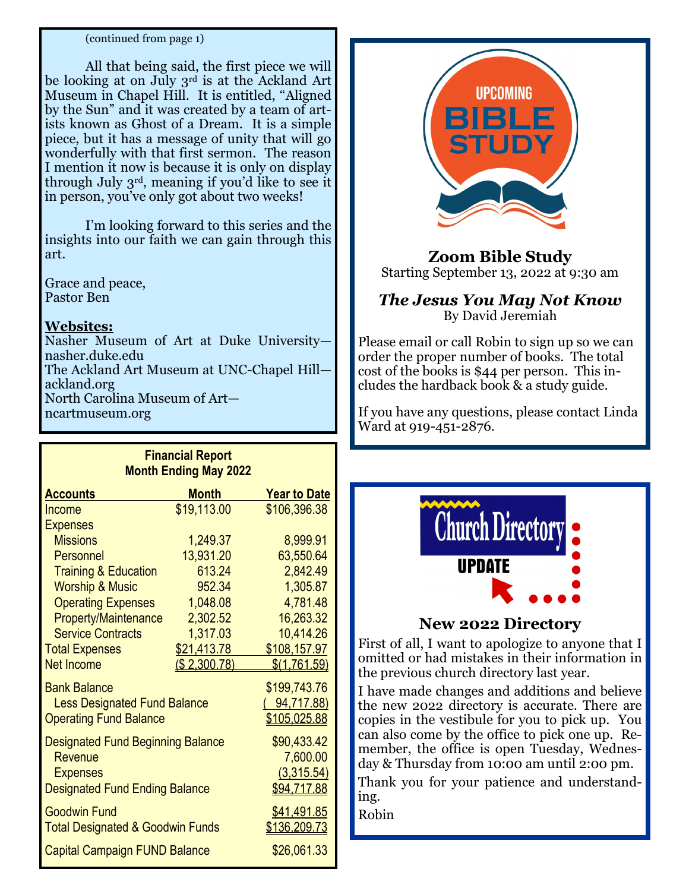(continued from page 1)

All that being said, the first piece we will be looking at on July 3rd is at the Ackland Art Museum in Chapel Hill. It is entitled, "Aligned by the Sun" and it was created by a team of artists known as Ghost of a Dream. It is a simple piece, but it has a message of unity that will go wonderfully with that first sermon. The reason I mention it now is because it is only on display through July 3rd, meaning if you'd like to see it in person, you've only got about two weeks!

I'm looking forward to this series and the insights into our faith we can gain through this art.

Grace and peace,
Pastor Ben

**Websites:**

Nasher Museum of Art at Duke University—nasher.duke.edu
The Ackland Art Museum at UNC-Chapel Hill—ackland.org
North Carolina Museum of Art—ncartmuseum.org

## Financial Report
### Month Ending May 2022

| Accounts | Month | Year to Date |
|---|---|---|
| Income | $19,113.00 | $106,396.38 |
| Expenses | | |
| Missions | 1,249.37 | 8,999.91 |
| Personnel | 13,931.20 | 63,550.64 |
| Training & Education | 613.24 | 2,842.49 |
| Worship & Music | 952.34 | 1,305.87 |
| Operating Expenses | 1,048.08 | 4,781.48 |
| Property/Maintenance | 2,302.52 | 16,263.32 |
| Service Contracts | 1,317.03 | 10,414.26 |
| Total Expenses | $21,413.78 | $108,157.97 |
| Net Income | ($ 2,300.78) | $(1,761.59) |
| Bank Balance | | $199,743.76 |
| Less Designated Fund Balance | | ( 94,717.88) |
| Operating Fund Balance | | $105,025.88 |
| Designated Fund Beginning Balance | | $90,433.42 |
| Revenue | | 7,600.00 |
| Expenses | | (3,315.54) |
| Designated Fund Ending Balance | | $94,717.88 |
| Goodwin Fund | | $41,491.85 |
| Total Designated & Goodwin Funds | | $136,209.73 |
| Capital Campaign FUND Balance | | $26,061.33 |

## UPCOMING BIBLE STUDY

### Zoom Bible Study

Starting September 13, 2022 at 9:30 am

***The Jesus You May Not Know***

By David Jeremiah

Please email or call Robin to sign up so we can order the proper number of books. The total cost of the books is $44 per person. This includes the hardback book & a study guide.

If you have any questions, please contact Linda Ward at 919-451-2876.

## Church Directory UPDATE

### New 2022 Directory

First of all, I want to apologize to anyone that I omitted or had mistakes in their information in the previous church directory last year.

I have made changes and additions and believe the new 2022 directory is accurate. There are copies in the vestibule for you to pick up. You can also come by the office to pick one up. Remember, the office is open Tuesday, Wednesday & Thursday from 10:00 am until 2:00 pm.

Thank you for your patience and understanding.

Robin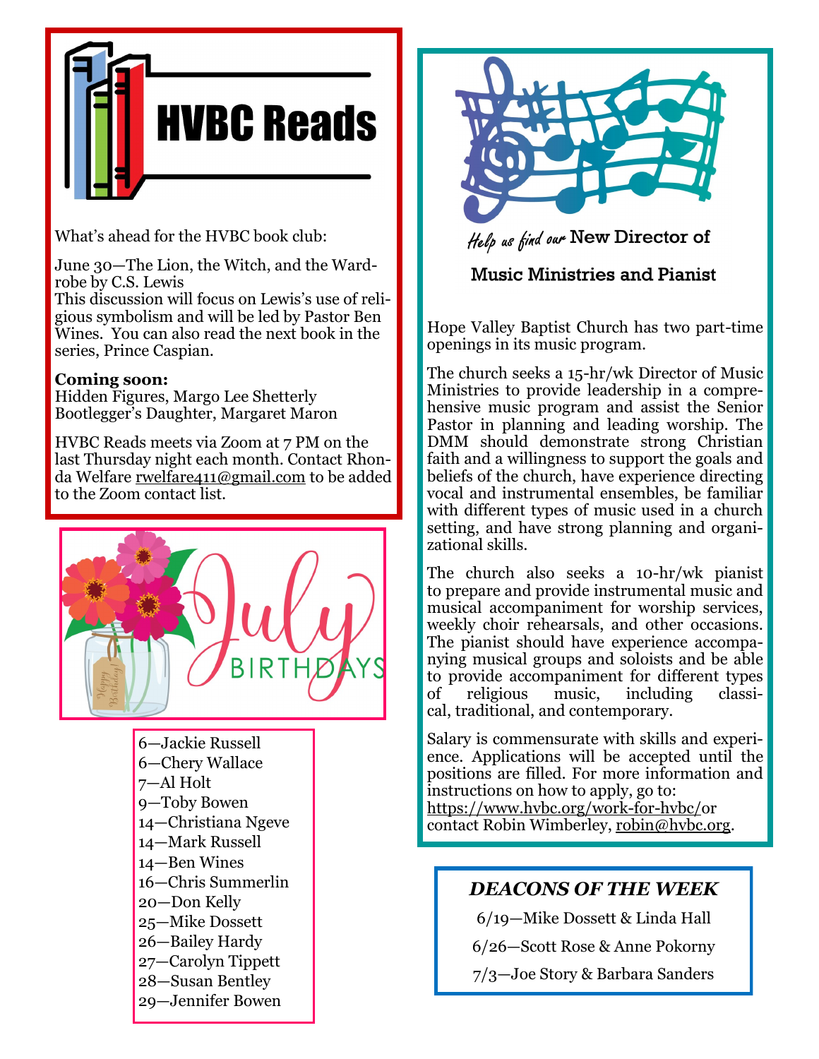# HVBC Reads

What's ahead for the HVBC book club:

June 30—The Lion, the Witch, and the Wardrobe by C.S. Lewis
This discussion will focus on Lewis's use of religious symbolism and will be led by Pastor Ben Wines. You can also read the next book in the series, Prince Caspian.

**Coming soon:**
Hidden Figures, Margo Lee Shetterly
Bootlegger's Daughter, Margaret Maron

HVBC Reads meets via Zoom at 7 PM on the last Thursday night each month. Contact Rhonda Welfare rwelfare411@gmail.com to be added to the Zoom contact list.

## July BIRTHDAYS

6—Jackie Russell
6—Chery Wallace
7—Al Holt
9—Toby Bowen
14—Christiana Ngeve
14—Mark Russell
14—Ben Wines
16—Chris Summerlin
20—Don Kelly
25—Mike Dossett
26—Bailey Hardy
27—Carolyn Tippett
28—Susan Bentley
29—Jennifer Bowen

## *Help us find our* New Director of Music Ministries and Pianist

Hope Valley Baptist Church has two part-time openings in its music program.

The church seeks a 15-hr/wk Director of Music Ministries to provide leadership in a comprehensive music program and assist the Senior Pastor in planning and leading worship. The DMM should demonstrate strong Christian faith and a willingness to support the goals and beliefs of the church, have experience directing vocal and instrumental ensembles, be familiar with different types of music used in a church setting, and have strong planning and organizational skills.

The church also seeks a 10-hr/wk pianist to prepare and provide instrumental music and musical accompaniment for worship services, weekly choir rehearsals, and other occasions. The pianist should have experience accompanying musical groups and soloists and be able to provide accompaniment for different types of religious music, including classical, traditional, and contemporary.

Salary is commensurate with skills and experience. Applications will be accepted until the positions are filled. For more information and instructions on how to apply, go to: https://www.hvbc.org/work-for-hvbc/or contact Robin Wimberley, robin@hvbc.org.

## *DEACONS OF THE WEEK*

6/19—Mike Dossett & Linda Hall

6/26—Scott Rose & Anne Pokorny

7/3—Joe Story & Barbara Sanders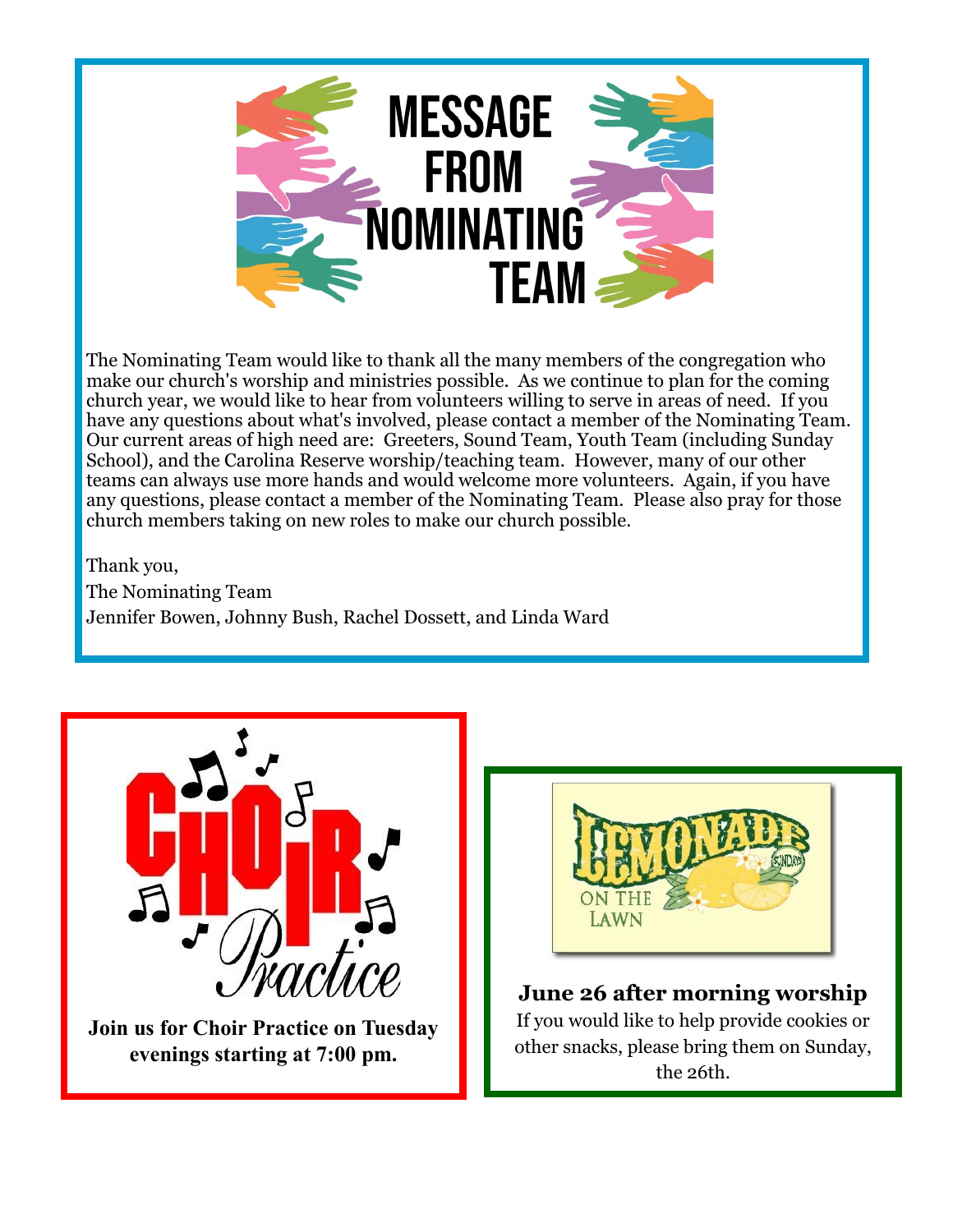# MESSAGE FROM NOMINATING TEAM

The Nominating Team would like to thank all the many members of the congregation who make our church's worship and ministries possible. As we continue to plan for the coming church year, we would like to hear from volunteers willing to serve in areas of need. If you have any questions about what's involved, please contact a member of the Nominating Team. Our current areas of high need are: Greeters, Sound Team, Youth Team (including Sunday School), and the Carolina Reserve worship/teaching team. However, many of our other teams can always use more hands and would welcome more volunteers. Again, if you have any questions, please contact a member of the Nominating Team. Please also pray for those church members taking on new roles to make our church possible.

Thank you,
The Nominating Team
Jennifer Bowen, Johnny Bush, Rachel Dossett, and Linda Ward

## Choir Practice

**Join us for Choir Practice on Tuesday evenings starting at 7:00 pm.**

## Lemonade Sundays on the Lawn

**June 26 after morning worship**

If you would like to help provide cookies or other snacks, please bring them on Sunday, the 26th.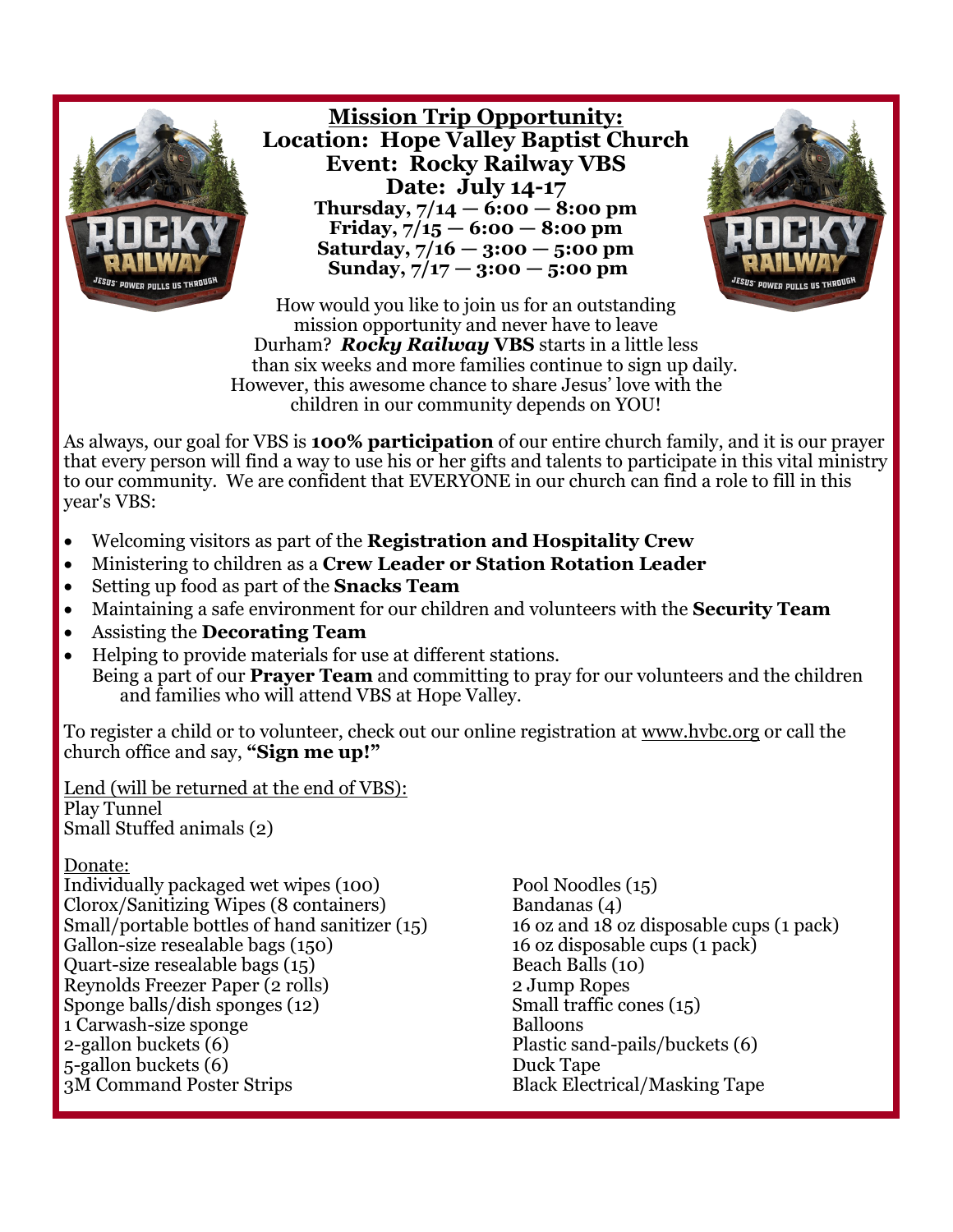**Mission Trip Opportunity:**
**Location: Hope Valley Baptist Church**
**Event: Rocky Railway VBS**
**Date: July 14-17**
**Thursday, 7/14 — 6:00 — 8:00 pm**
**Friday, 7/15 — 6:00 — 8:00 pm**
**Saturday, 7/16 — 3:00 — 5:00 pm**
**Sunday, 7/17 — 3:00 — 5:00 pm**

How would you like to join us for an outstanding mission opportunity and never have to leave Durham? ***Rocky Railway* VBS** starts in a little less than six weeks and more families continue to sign up daily. However, this awesome chance to share Jesus' love with the children in our community depends on YOU!

As always, our goal for VBS is **100% participation** of our entire church family, and it is our prayer that every person will find a way to use his or her gifts and talents to participate in this vital ministry to our community. We are confident that EVERYONE in our church can find a role to fill in this year's VBS:

- Welcoming visitors as part of the **Registration and Hospitality Crew**
- Ministering to children as a **Crew Leader or Station Rotation Leader**
- Setting up food as part of the **Snacks Team**
- Maintaining a safe environment for our children and volunteers with the **Security Team**
- Assisting the **Decorating Team**
- Helping to provide materials for use at different stations.
  Being a part of our **Prayer Team** and committing to pray for our volunteers and the children and families who will attend VBS at Hope Valley.

To register a child or to volunteer, check out our online registration at www.hvbc.org or call the church office and say, **"Sign me up!"**

Lend (will be returned at the end of VBS):
Play Tunnel
Small Stuffed animals (2)

Donate:
Individually packaged wet wipes (100)
Clorox/Sanitizing Wipes (8 containers)
Small/portable bottles of hand sanitizer (15)
Gallon-size resealable bags (150)
Quart-size resealable bags (15)
Reynolds Freezer Paper (2 rolls)
Sponge balls/dish sponges (12)
1 Carwash-size sponge
2-gallon buckets (6)
5-gallon buckets (6)
3M Command Poster Strips
Pool Noodles (15)
Bandanas (4)
16 oz and 18 oz disposable cups (1 pack)
16 oz disposable cups (1 pack)
Beach Balls (10)
2 Jump Ropes
Small traffic cones (15)
Balloons
Plastic sand-pails/buckets (6)
Duck Tape
Black Electrical/Masking Tape